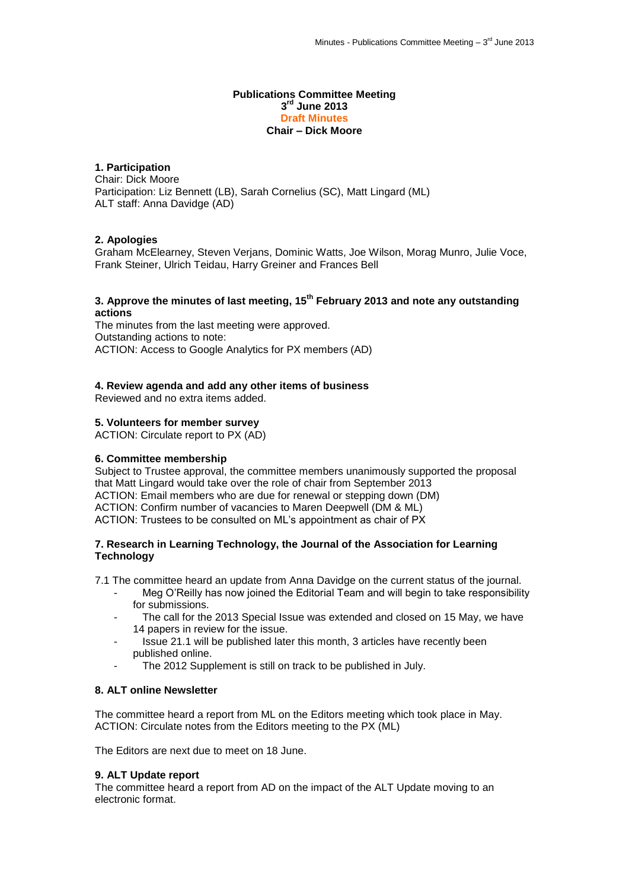**Publications Committee Meeting**
**3rd June 2013**
**Draft Minutes**
**Chair – Dick Moore**

### 1. Participation

Chair: Dick Moore
Participation: Liz Bennett (LB), Sarah Cornelius (SC), Matt Lingard (ML)
ALT staff: Anna Davidge (AD)

### 2. Apologies

Graham McElearney, Steven Verjans, Dominic Watts, Joe Wilson, Morag Munro, Julie Voce, Frank Steiner, Ulrich Teidau, Harry Greiner and Frances Bell

### 3. Approve the minutes of last meeting, 15th February 2013 and note any outstanding actions

The minutes from the last meeting were approved.
Outstanding actions to note:
ACTION: Access to Google Analytics for PX members (AD)

### 4. Review agenda and add any other items of business

Reviewed and no extra items added.

### 5. Volunteers for member survey

ACTION: Circulate report to PX (AD)

### 6. Committee membership

Subject to Trustee approval, the committee members unanimously supported the proposal that Matt Lingard would take over the role of chair from September 2013
ACTION: Email members who are due for renewal or stepping down (DM)
ACTION: Confirm number of vacancies to Maren Deepwell (DM & ML)
ACTION: Trustees to be consulted on ML's appointment as chair of PX

### 7. Research in Learning Technology, the Journal of the Association for Learning Technology

7.1 The committee heard an update from Anna Davidge on the current status of the journal.

- Meg O'Reilly has now joined the Editorial Team and will begin to take responsibility for submissions.
- The call for the 2013 Special Issue was extended and closed on 15 May, we have 14 papers in review for the issue.
- Issue 21.1 will be published later this month, 3 articles have recently been published online.
- The 2012 Supplement is still on track to be published in July.

### 8. ALT online Newsletter

The committee heard a report from ML on the Editors meeting which took place in May.
ACTION: Circulate notes from the Editors meeting to the PX (ML)

The Editors are next due to meet on 18 June.

### 9. ALT Update report

The committee heard a report from AD on the impact of the ALT Update moving to an electronic format.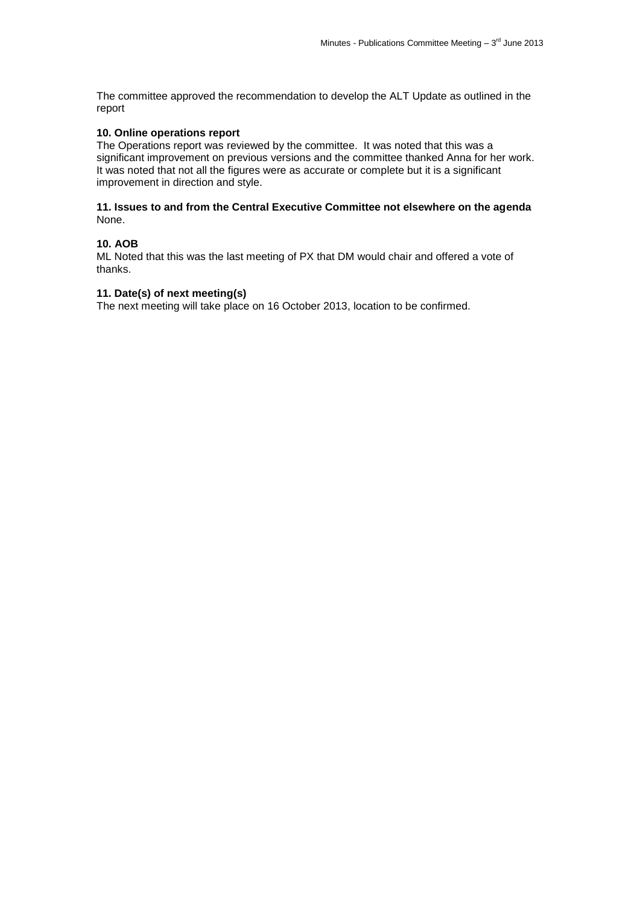The committee approved the recommendation to develop the ALT Update as outlined in the report

**10. Online operations report**
The Operations report was reviewed by the committee. It was noted that this was a significant improvement on previous versions and the committee thanked Anna for her work. It was noted that not all the figures were as accurate or complete but it is a significant improvement in direction and style.

**11. Issues to and from the Central Executive Committee not elsewhere on the agenda**
None.

**10. AOB**
ML Noted that this was the last meeting of PX that DM would chair and offered a vote of thanks.

**11. Date(s) of next meeting(s)**
The next meeting will take place on 16 October 2013, location to be confirmed.